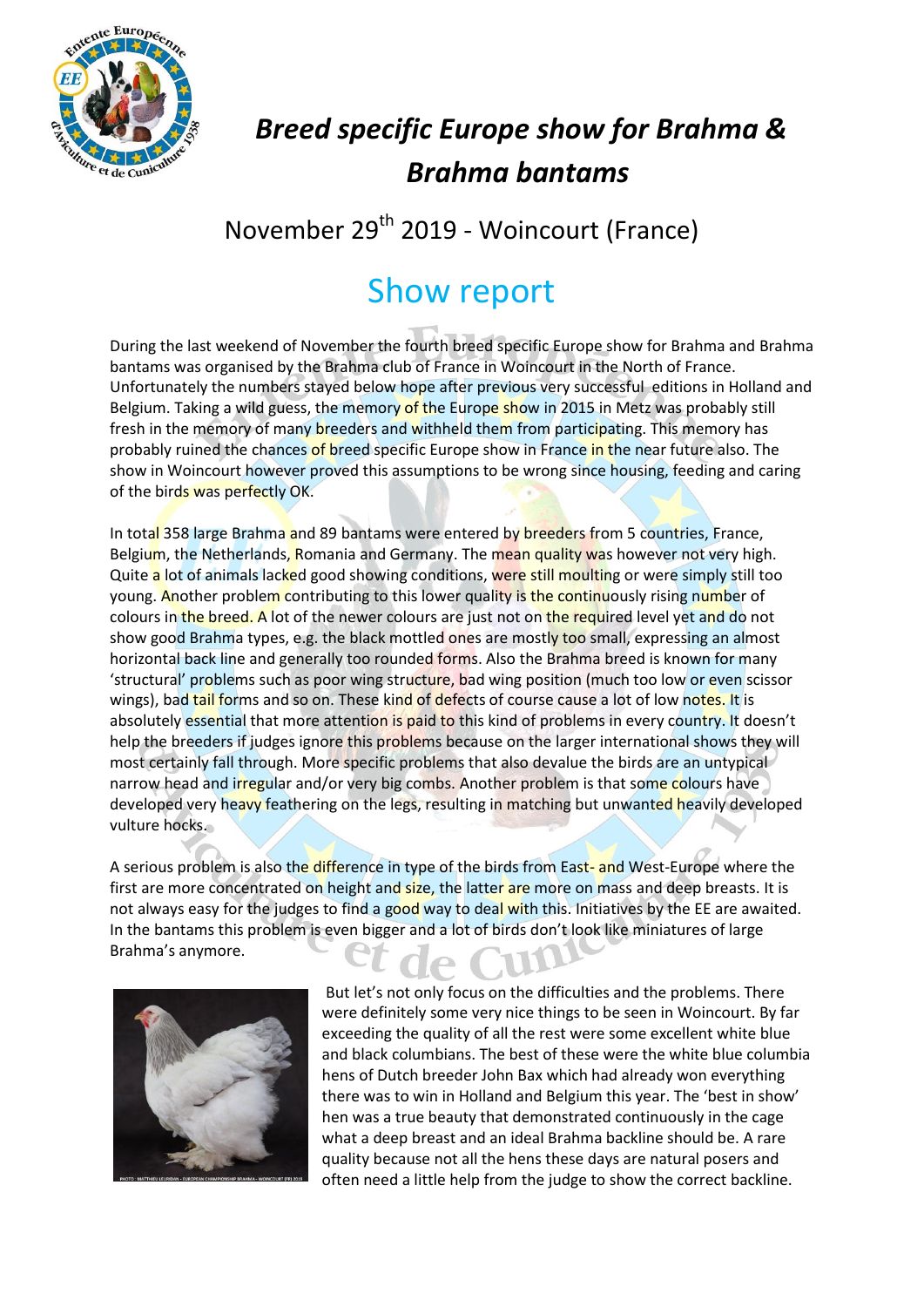# Breed specific Europe show for Brahma & Brahma bantams

## November 29th 2019 - Woincourt (France)

## Show report

During the last weekend of November the fourth breed specific Europe show for Brahma and Brahma bantams was organised by the Brahma club of France in Woincourt in the North of France. Unfortunately the numbers stayed below hope after previous very successful editions in Holland and Belgium. Taking a wild guess, the memory of the Europe show in 2015 in Metz was probably still fresh in the memory of many breeders and withheld them from participating. This memory has probably ruined the chances of breed specific Europe show in France in the near future also. The show in Woincourt however proved this assumptions to be wrong since housing, feeding and caring of the birds was perfectly OK.

In total 358 large Brahma and 89 bantams were entered by breeders from 5 countries, France, Belgium, the Netherlands, Romania and Germany. The mean quality was however not very high. Quite a lot of animals lacked good showing conditions, were still moulting or were simply still too young. Another problem contributing to this lower quality is the continuously rising number of colours in the breed. A lot of the newer colours are just not on the required level yet and do not show good Brahma types, e.g. the black mottled ones are mostly too small, expressing an almost horizontal back line and generally too rounded forms. Also the Brahma breed is known for many 'structural' problems such as poor wing structure, bad wing position (much too low or even scissor wings), bad tail forms and so on. These kind of defects of course cause a lot of low notes. It is absolutely essential that more attention is paid to this kind of problems in every country. It doesn't help the breeders if judges ignore this problems because on the larger international shows they will most certainly fall through. More specific problems that also devalue the birds are an untypical narrow head and irregular and/or very big combs. Another problem is that some colours have developed very heavy feathering on the legs, resulting in matching but unwanted heavily developed vulture hocks.

A serious problem is also the difference in type of the birds from East- and West-Europe where the first are more concentrated on height and size, the latter are more on mass and deep breasts. It is not always easy for the judges to find a good way to deal with this. Initiatives by the EE are awaited. In the bantams this problem is even bigger and a lot of birds don't look like miniatures of large Brahma's anymore.

PHOTO: MATTHIEU LEURIDAN - EUROPEAN CHAMPIONSHIP BRAHMA - WOINCOURT (FR) 2019

But let's not only focus on the difficulties and the problems. There were definitely some very nice things to be seen in Woincourt. By far exceeding the quality of all the rest were some excellent white blue and black columbians. The best of these were the white blue columbia hens of Dutch breeder John Bax which had already won everything there was to win in Holland and Belgium this year. The 'best in show' hen was a true beauty that demonstrated continuously in the cage what a deep breast and an ideal Brahma backline should be. A rare quality because not all the hens these days are natural posers and often need a little help from the judge to show the correct backline.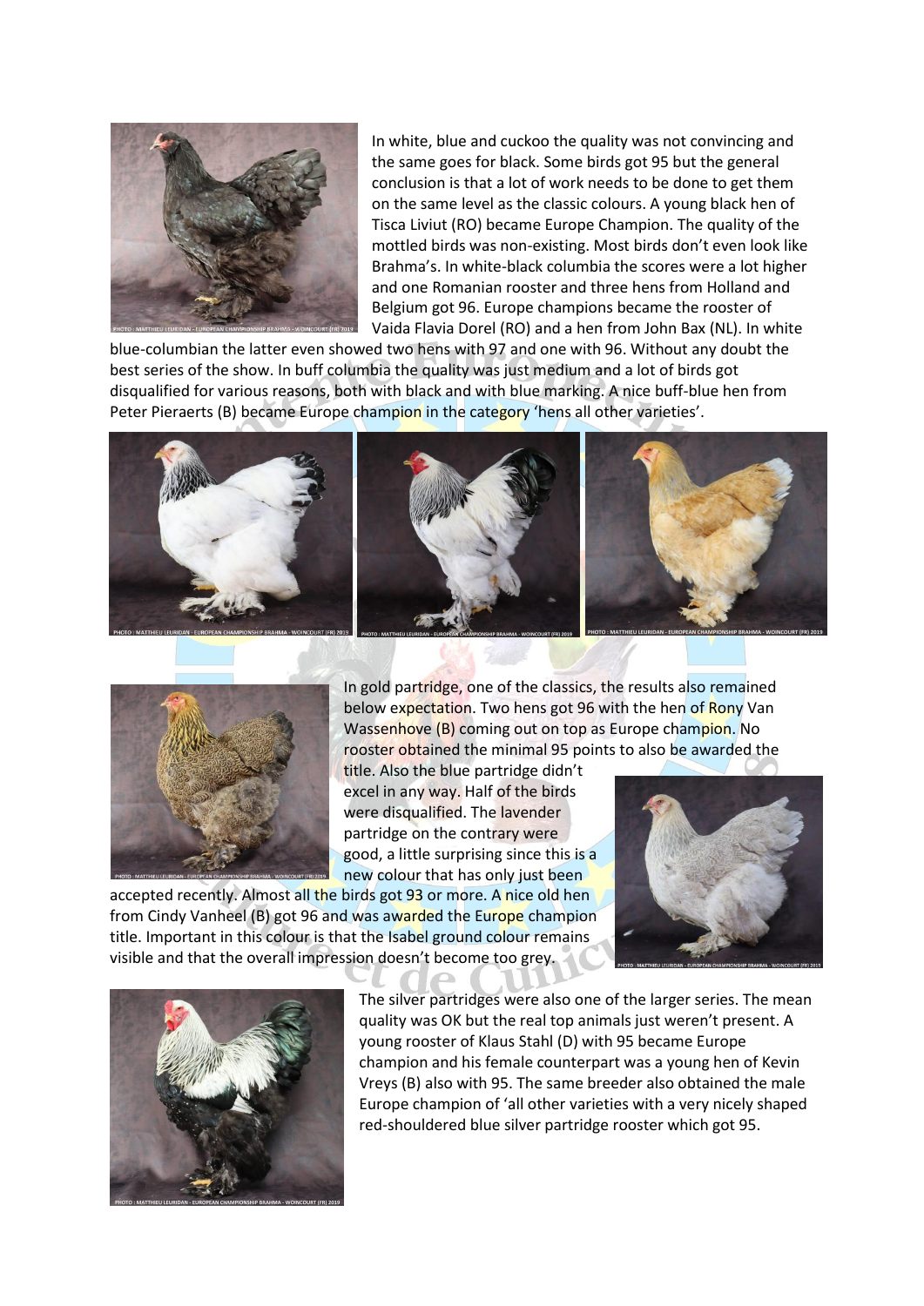In white, blue and cuckoo the quality was not convincing and the same goes for black. Some birds got 95 but the general conclusion is that a lot of work needs to be done to get them on the same level as the classic colours. A young black hen of Tisca Liviut (RO) became Europe Champion. The quality of the mottled birds was non-existing. Most birds don't even look like Brahma's. In white-black columbia the scores were a lot higher and one Romanian rooster and three hens from Holland and Belgium got 96. Europe champions became the rooster of Vaida Flavia Dorel (RO) and a hen from John Bax (NL). In white blue-columbian the latter even showed two hens with 97 and one with 96. Without any doubt the best series of the show. In buff columbia the quality was just medium and a lot of birds got disqualified for various reasons, both with black and with blue marking. A nice buff-blue hen from Peter Pieraerts (B) became Europe champion in the category 'hens all other varieties'.

In gold partridge, one of the classics, the results also remained below expectation. Two hens got 96 with the hen of Rony Van Wassenhove (B) coming out on top as Europe champion. No rooster obtained the minimal 95 points to also be awarded the title. Also the blue partridge didn't excel in any way. Half of the birds were disqualified. The lavender partridge on the contrary were good, a little surprising since this is a new colour that has only just been accepted recently. Almost all the birds got 93 or more. A nice old hen from Cindy Vanheel (B) got 96 and was awarded the Europe champion title. Important in this colour is that the Isabel ground colour remains visible and that the overall impression doesn't become too grey.

The silver partridges were also one of the larger series. The mean quality was OK but the real top animals just weren't present. A young rooster of Klaus Stahl (D) with 95 became Europe champion and his female counterpart was a young hen of Kevin Vreys (B) also with 95. The same breeder also obtained the male Europe champion of 'all other varieties with a very nicely shaped red-shouldered blue silver partridge rooster which got 95.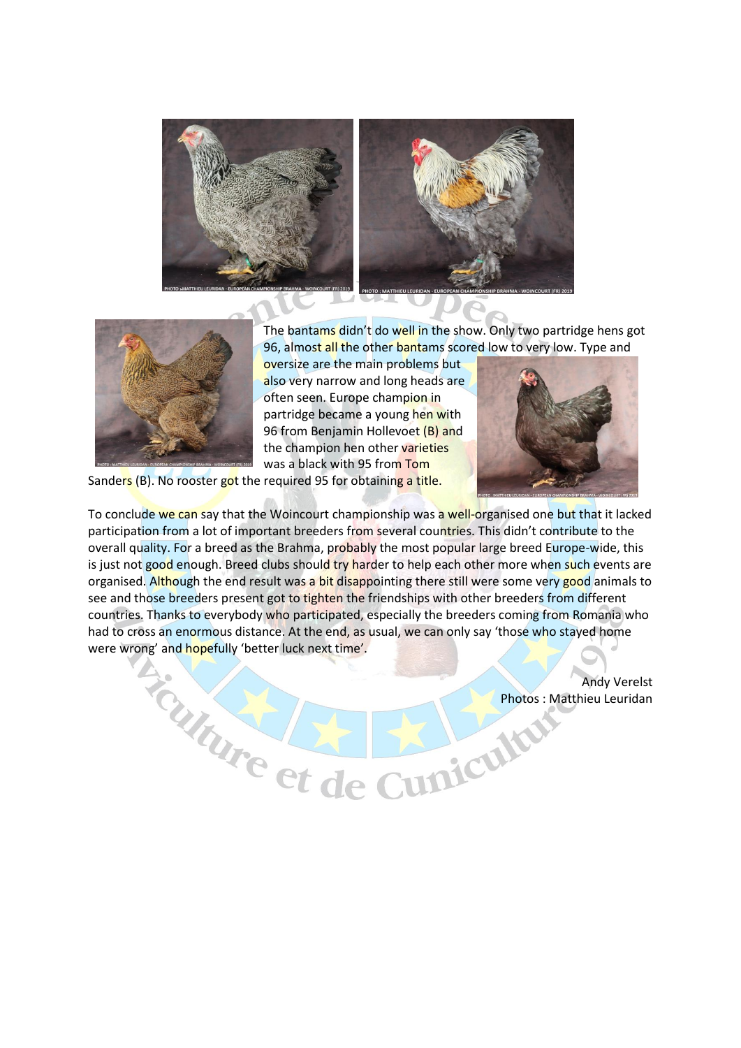The bantams didn't do well in the show. Only two partridge hens got 96, almost all the other bantams scored low to very low. Type and oversize are the main problems but also very narrow and long heads are often seen. Europe champion in partridge became a young hen with 96 from Benjamin Hollevoet (B) and the champion hen other varieties was a black with 95 from Tom Sanders (B). No rooster got the required 95 for obtaining a title.

To conclude we can say that the Woincourt championship was a well-organised one but that it lacked participation from a lot of important breeders from several countries. This didn't contribute to the overall quality. For a breed as the Brahma, probably the most popular large breed Europe-wide, this is just not good enough. Breed clubs should try harder to help each other more when such events are organised. Although the end result was a bit disappointing there still were some very good animals to see and those breeders present got to tighten the friendships with other breeders from different countries. Thanks to everybody who participated, especially the breeders coming from Romania who had to cross an enormous distance. At the end, as usual, we can only say 'those who stayed home were wrong' and hopefully 'better luck next time'.

Andy Verelst
Photos : Matthieu Leuridan